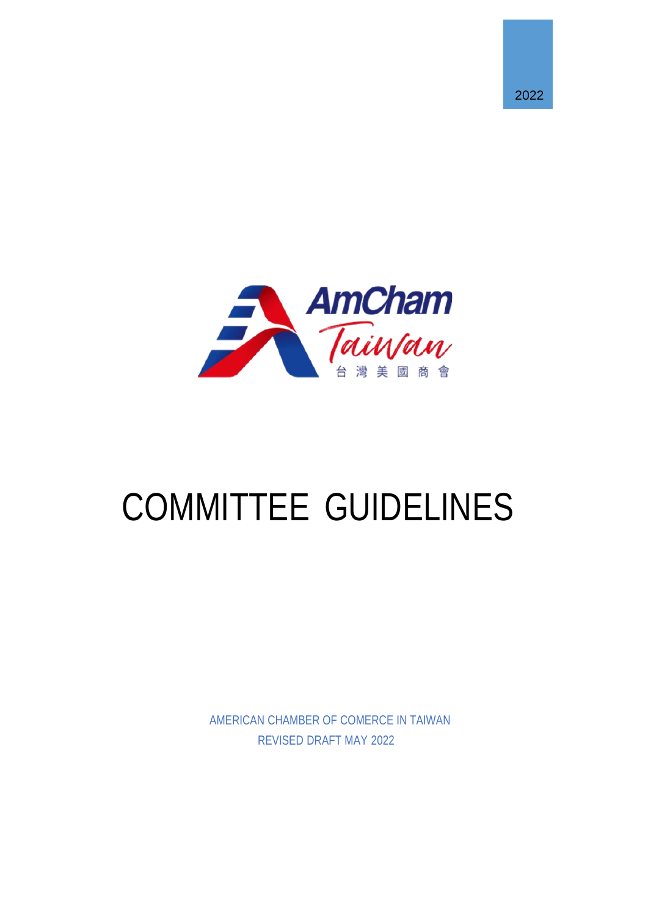2022

AmCham Taiwan 台灣美國商會

# COMMITTEE GUIDELINES

AMERICAN CHAMBER OF COMERCE IN TAIWAN
REVISED DRAFT MAY 2022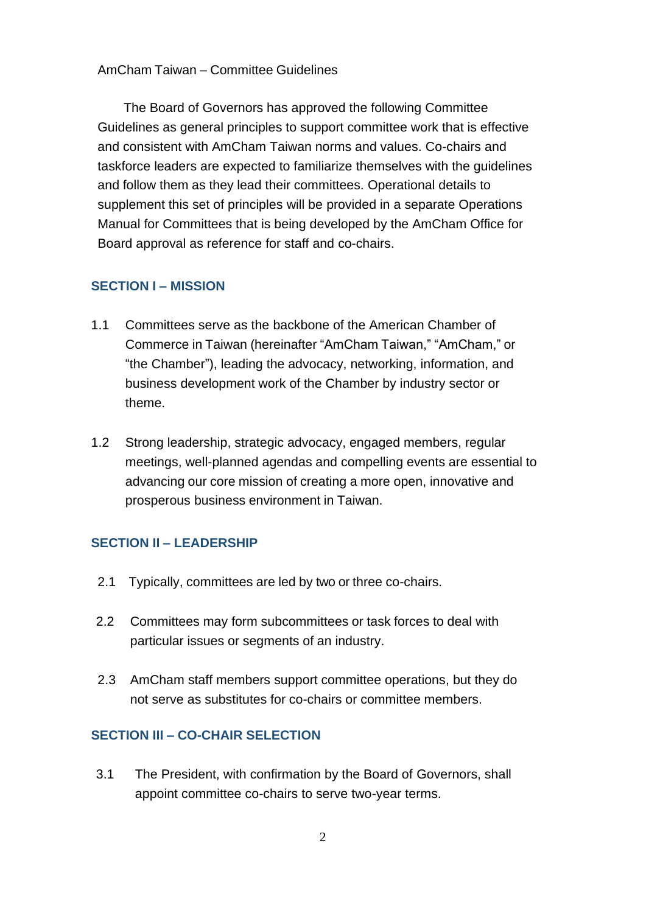AmCham Taiwan – Committee Guidelines

The Board of Governors has approved the following Committee Guidelines as general principles to support committee work that is effective and consistent with AmCham Taiwan norms and values. Co-chairs and taskforce leaders are expected to familiarize themselves with the guidelines and follow them as they lead their committees. Operational details to supplement this set of principles will be provided in a separate Operations Manual for Committees that is being developed by the AmCham Office for Board approval as reference for staff and co-chairs.

## SECTION I – MISSION

1.1 Committees serve as the backbone of the American Chamber of Commerce in Taiwan (hereinafter "AmCham Taiwan," "AmCham," or "the Chamber"), leading the advocacy, networking, information, and business development work of the Chamber by industry sector or theme.

1.2 Strong leadership, strategic advocacy, engaged members, regular meetings, well-planned agendas and compelling events are essential to advancing our core mission of creating a more open, innovative and prosperous business environment in Taiwan.

## SECTION II – LEADERSHIP

2.1 Typically, committees are led by two or three co-chairs.

2.2 Committees may form subcommittees or task forces to deal with particular issues or segments of an industry.

2.3 AmCham staff members support committee operations, but they do not serve as substitutes for co-chairs or committee members.

## SECTION III – CO-CHAIR SELECTION

3.1 The President, with confirmation by the Board of Governors, shall appoint committee co-chairs to serve two-year terms.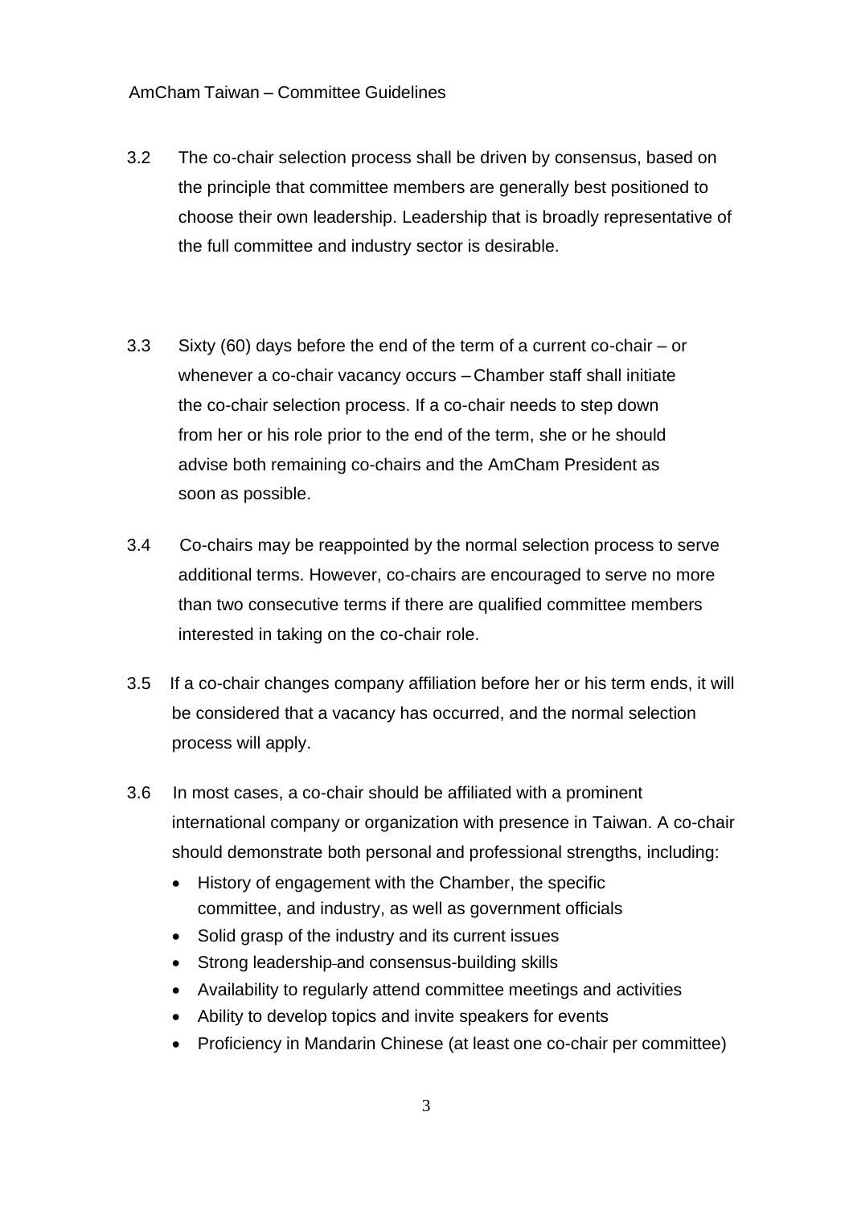3.2 The co-chair selection process shall be driven by consensus, based on the principle that committee members are generally best positioned to choose their own leadership. Leadership that is broadly representative of the full committee and industry sector is desirable.

3.3 Sixty (60) days before the end of the term of a current co-chair – or whenever a co-chair vacancy occurs – Chamber staff shall initiate the co-chair selection process. If a co-chair needs to step down from her or his role prior to the end of the term, she or he should advise both remaining co-chairs and the AmCham President as soon as possible.

3.4 Co-chairs may be reappointed by the normal selection process to serve additional terms. However, co-chairs are encouraged to serve no more than two consecutive terms if there are qualified committee members interested in taking on the co-chair role.

3.5 If a co-chair changes company affiliation before her or his term ends, it will be considered that a vacancy has occurred, and the normal selection process will apply.

3.6 In most cases, a co-chair should be affiliated with a prominent international company or organization with presence in Taiwan. A co-chair should demonstrate both personal and professional strengths, including:

- History of engagement with the Chamber, the specific committee, and industry, as well as government officials
- Solid grasp of the industry and its current issues
- Strong leadership and consensus-building skills
- Availability to regularly attend committee meetings and activities
- Ability to develop topics and invite speakers for events
- Proficiency in Mandarin Chinese (at least one co-chair per committee)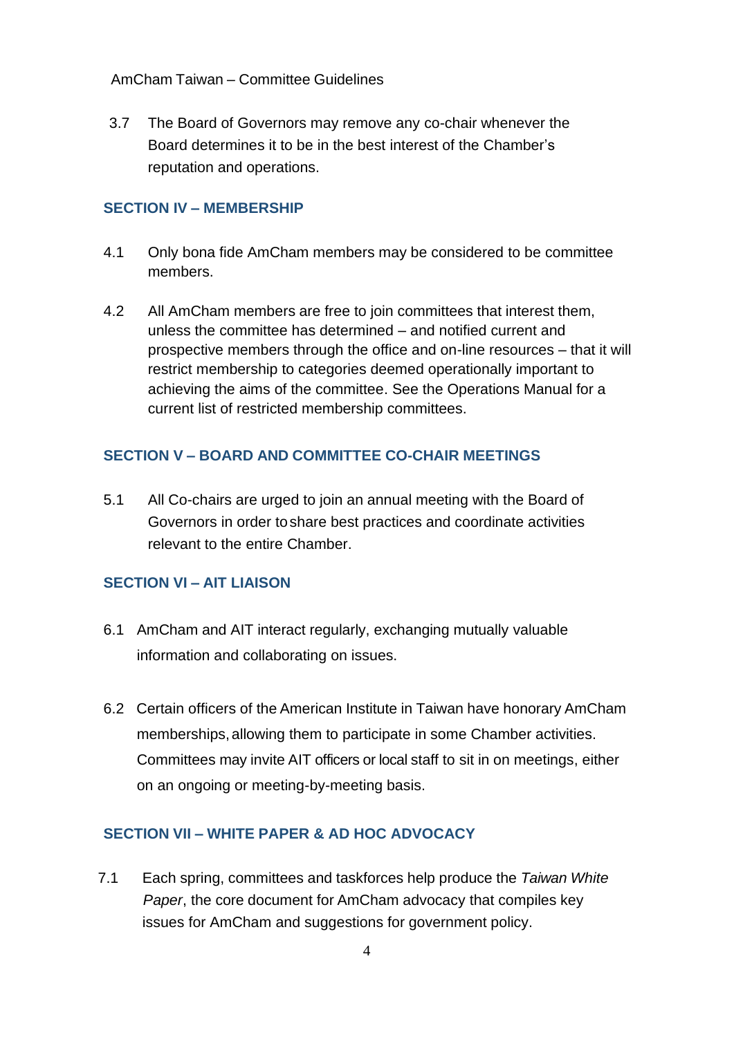3.7 The Board of Governors may remove any co-chair whenever the Board determines it to be in the best interest of the Chamber's reputation and operations.

## SECTION IV – MEMBERSHIP

4.1 Only bona fide AmCham members may be considered to be committee members.

4.2 All AmCham members are free to join committees that interest them, unless the committee has determined – and notified current and prospective members through the office and on-line resources – that it will restrict membership to categories deemed operationally important to achieving the aims of the committee. See the Operations Manual for a current list of restricted membership committees.

## SECTION V – BOARD AND COMMITTEE CO-CHAIR MEETINGS

5.1 All Co-chairs are urged to join an annual meeting with the Board of Governors in order to share best practices and coordinate activities relevant to the entire Chamber.

## SECTION VI – AIT LIAISON

6.1 AmCham and AIT interact regularly, exchanging mutually valuable information and collaborating on issues.

6.2 Certain officers of the American Institute in Taiwan have honorary AmCham memberships, allowing them to participate in some Chamber activities. Committees may invite AIT officers or local staff to sit in on meetings, either on an ongoing or meeting-by-meeting basis.

## SECTION VII – WHITE PAPER & AD HOC ADVOCACY

7.1 Each spring, committees and taskforces help produce the *Taiwan White Paper*, the core document for AmCham advocacy that compiles key issues for AmCham and suggestions for government policy.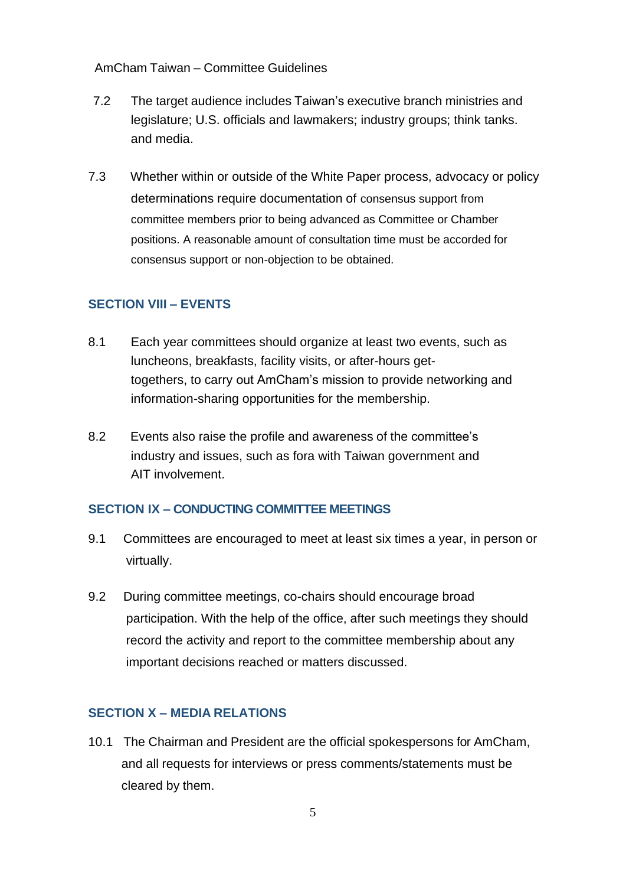7.2 The target audience includes Taiwan's executive branch ministries and legislature; U.S. officials and lawmakers; industry groups; think tanks. and media.

7.3 Whether within or outside of the White Paper process, advocacy or policy determinations require documentation of consensus support from committee members prior to being advanced as Committee or Chamber positions. A reasonable amount of consultation time must be accorded for consensus support or non-objection to be obtained.

## SECTION VIII – EVENTS

8.1 Each year committees should organize at least two events, such as luncheons, breakfasts, facility visits, or after-hours get-togethers, to carry out AmCham's mission to provide networking and information-sharing opportunities for the membership.

8.2 Events also raise the profile and awareness of the committee's industry and issues, such as fora with Taiwan government and AIT involvement.

## SECTION IX – CONDUCTING COMMITTEE MEETINGS

9.1 Committees are encouraged to meet at least six times a year, in person or virtually.

9.2 During committee meetings, co-chairs should encourage broad participation. With the help of the office, after such meetings they should record the activity and report to the committee membership about any important decisions reached or matters discussed.

## SECTION X – MEDIA RELATIONS

10.1 The Chairman and President are the official spokespersons for AmCham, and all requests for interviews or press comments/statements must be cleared by them.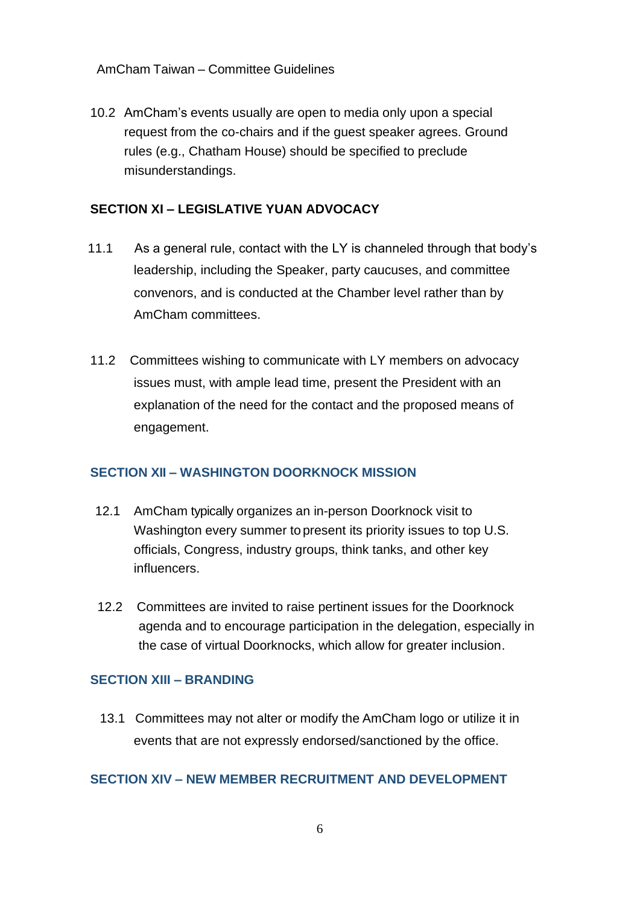10.2 AmCham's events usually are open to media only upon a special request from the co-chairs and if the guest speaker agrees. Ground rules (e.g., Chatham House) should be specified to preclude misunderstandings.

## SECTION XI – LEGISLATIVE YUAN ADVOCACY

11.1 As a general rule, contact with the LY is channeled through that body's leadership, including the Speaker, party caucuses, and committee convenors, and is conducted at the Chamber level rather than by AmCham committees.

11.2 Committees wishing to communicate with LY members on advocacy issues must, with ample lead time, present the President with an explanation of the need for the contact and the proposed means of engagement.

## SECTION XII – WASHINGTON DOORKNOCK MISSION

12.1 AmCham typically organizes an in-person Doorknock visit to Washington every summer to present its priority issues to top U.S. officials, Congress, industry groups, think tanks, and other key influencers.

12.2 Committees are invited to raise pertinent issues for the Doorknock agenda and to encourage participation in the delegation, especially in the case of virtual Doorknocks, which allow for greater inclusion.

## SECTION XIII – BRANDING

13.1 Committees may not alter or modify the AmCham logo or utilize it in events that are not expressly endorsed/sanctioned by the office.

## SECTION XIV – NEW MEMBER RECRUITMENT AND DEVELOPMENT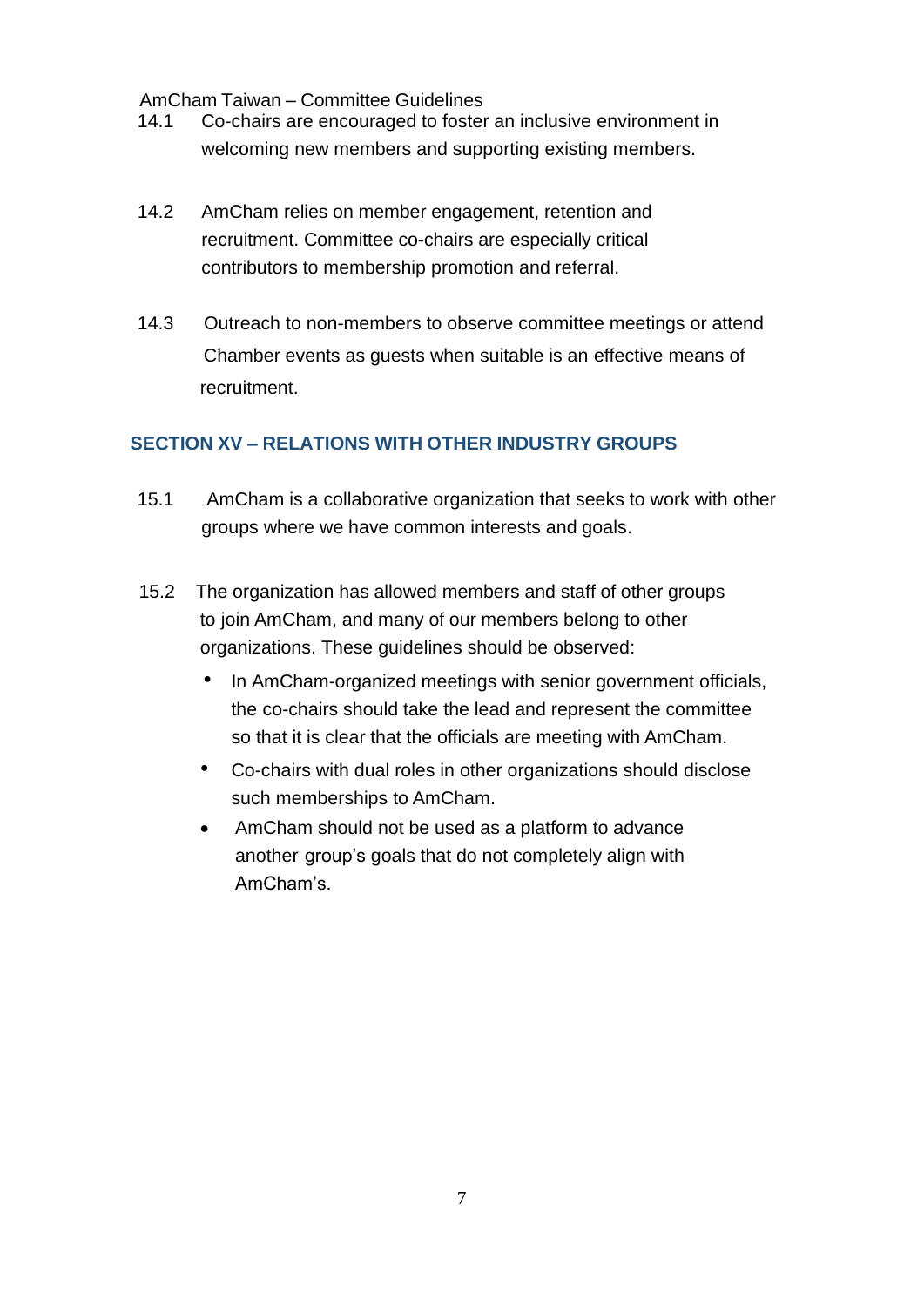14.1 Co-chairs are encouraged to foster an inclusive environment in welcoming new members and supporting existing members.

14.2 AmCham relies on member engagement, retention and recruitment. Committee co-chairs are especially critical contributors to membership promotion and referral.

14.3 Outreach to non-members to observe committee meetings or attend Chamber events as guests when suitable is an effective means of recruitment.

## SECTION XV – RELATIONS WITH OTHER INDUSTRY GROUPS

15.1 AmCham is a collaborative organization that seeks to work with other groups where we have common interests and goals.

15.2 The organization has allowed members and staff of other groups to join AmCham, and many of our members belong to other organizations. These guidelines should be observed:

- In AmCham-organized meetings with senior government officials, the co-chairs should take the lead and represent the committee so that it is clear that the officials are meeting with AmCham.
- Co-chairs with dual roles in other organizations should disclose such memberships to AmCham.
- AmCham should not be used as a platform to advance another group's goals that do not completely align with AmCham's.